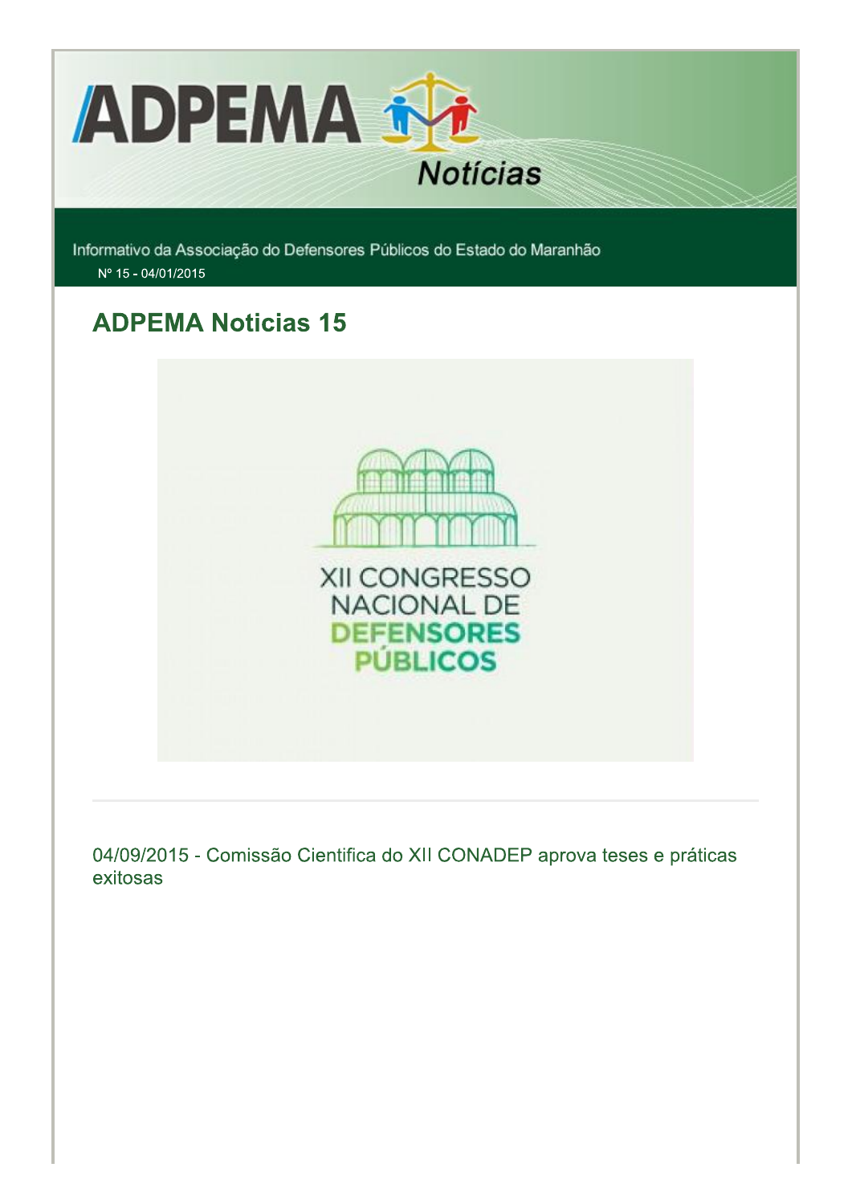ADPEMA Notícias

Informativo da Associação do Defensores Públicos do Estado do Maranhão

Nº 15 - 04/01/2015

# ADPEMA Noticias 15

XII CONGRESSO NACIONAL DE DEFENSORES PÚBLICOS

---

04/09/2015 - Comissão Cientifica do XII CONADEP aprova teses e práticas exitosas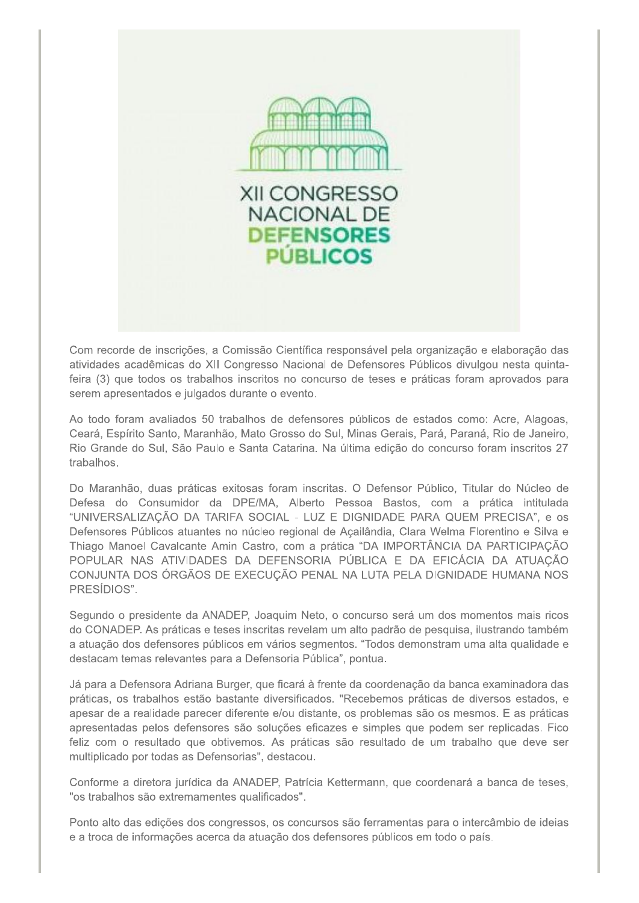Com recorde de inscrições, a Comissão Científica responsável pela organização e elaboração das atividades acadêmicas do XII Congresso Nacional de Defensores Públicos divulgou nesta quinta-feira (3) que todos os trabalhos inscritos no concurso de teses e práticas foram aprovados para serem apresentados e julgados durante o evento.

Ao todo foram avaliados 50 trabalhos de defensores públicos de estados como: Acre, Alagoas, Ceará, Espírito Santo, Maranhão, Mato Grosso do Sul, Minas Gerais, Pará, Paraná, Rio de Janeiro, Rio Grande do Sul, São Paulo e Santa Catarina. Na última edição do concurso foram inscritos 27 trabalhos.

Do Maranhão, duas práticas exitosas foram inscritas. O Defensor Público, Titular do Núcleo de Defesa do Consumidor da DPE/MA, Alberto Pessoa Bastos, com a prática intitulada "UNIVERSALIZAÇÃO DA TARIFA SOCIAL - LUZ E DIGNIDADE PARA QUEM PRECISA", e os Defensores Públicos atuantes no núcleo regional de Açailândia, Clara Welma Florentino e Silva e Thiago Manoel Cavalcante Amin Castro, com a prática "DA IMPORTÂNCIA DA PARTICIPAÇÃO POPULAR NAS ATIVIDADES DA DEFENSORIA PÚBLICA E DA EFICÁCIA DA ATUAÇÃO CONJUNTA DOS ÓRGÃOS DE EXECUÇÃO PENAL NA LUTA PELA DIGNIDADE HUMANA NOS PRESÍDIOS".

Segundo o presidente da ANADEP, Joaquim Neto, o concurso será um dos momentos mais ricos do CONADEP. As práticas e teses inscritas revelam um alto padrão de pesquisa, ilustrando também a atuação dos defensores públicos em vários segmentos. "Todos demonstram uma alta qualidade e destacam temas relevantes para a Defensoria Pública", pontua.

Já para a Defensora Adriana Burger, que ficará à frente da coordenação da banca examinadora das práticas, os trabalhos estão bastante diversificados. "Recebemos práticas de diversos estados, e apesar de a realidade parecer diferente e/ou distante, os problemas são os mesmos. E as práticas apresentadas pelos defensores são soluções eficazes e simples que podem ser replicadas. Fico feliz com o resultado que obtivemos. As práticas são resultado de um trabalho que deve ser multiplicado por todas as Defensorias", destacou.

Conforme a diretora jurídica da ANADEP, Patrícia Kettermann, que coordenará a banca de teses, "os trabalhos são extremamentes qualificados".

Ponto alto das edições dos congressos, os concursos são ferramentas para o intercâmbio de ideias e a troca de informações acerca da atuação dos defensores públicos em todo o país.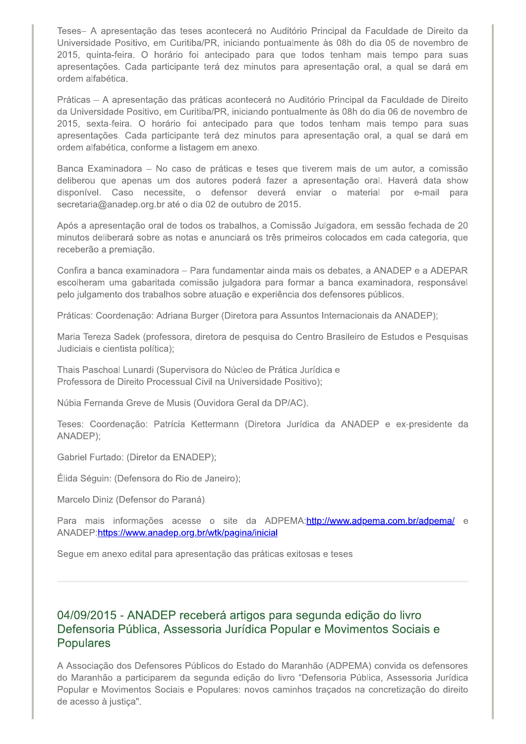Teses– A apresentação das teses acontecerá no Auditório Principal da Faculdade de Direito da Universidade Positivo, em Curitiba/PR, iniciando pontualmente às 08h do dia 05 de novembro de 2015, quinta-feira. O horário foi antecipado para que todos tenham mais tempo para suas apresentações. Cada participante terá dez minutos para apresentação oral, a qual se dará em ordem alfabética.

Práticas – A apresentação das práticas acontecerá no Auditório Principal da Faculdade de Direito da Universidade Positivo, em Curitiba/PR, iniciando pontualmente às 08h do dia 06 de novembro de 2015, sexta-feira. O horário foi antecipado para que todos tenham mais tempo para suas apresentações. Cada participante terá dez minutos para apresentação oral, a qual se dará em ordem alfabética, conforme a listagem em anexo.

Banca Examinadora – No caso de práticas e teses que tiverem mais de um autor, a comissão deliberou que apenas um dos autores poderá fazer a apresentação oral. Haverá data show disponível. Caso necessite, o defensor deverá enviar o material por e-mail para secretaria@anadep.org.br até o dia 02 de outubro de 2015.

Após a apresentação oral de todos os trabalhos, a Comissão Julgadora, em sessão fechada de 20 minutos deliberará sobre as notas e anunciará os três primeiros colocados em cada categoria, que receberão a premiação.

Confira a banca examinadora – Para fundamentar ainda mais os debates, a ANADEP e a ADEPAR escolheram uma gabaritada comissão julgadora para formar a banca examinadora, responsável pelo julgamento dos trabalhos sobre atuação e experiência dos defensores públicos.

Práticas: Coordenação: Adriana Burger (Diretora para Assuntos Internacionais da ANADEP);

Maria Tereza Sadek (professora, diretora de pesquisa do Centro Brasileiro de Estudos e Pesquisas Judiciais e cientista política);

Thais Paschoal Lunardi (Supervisora do Núcleo de Prática Jurídica e Professora de Direito Processual Civil na Universidade Positivo);

Núbia Fernanda Greve de Musis (Ouvidora Geral da DP/AC).

Teses: Coordenação: Patrícia Kettermann (Diretora Jurídica da ANADEP e ex-presidente da ANADEP);

Gabriel Furtado: (Diretor da ENADEP);

Élida Séguin: (Defensora do Rio de Janeiro);

Marcelo Diniz (Defensor do Paraná).

Para mais informações acesse o site da ADPEMA:[http://www.adpema.com.br/adpema/](http://www.adpema.com.br/adpema/) e ANADEP:[https://www.anadep.org.br/wtk/pagina/inicial](https://www.anadep.org.br/wtk/pagina/inicial)

Segue em anexo edital para apresentação das práticas exitosas e teses

---

## 04/09/2015 - ANADEP receberá artigos para segunda edição do livro Defensoria Pública, Assessoria Jurídica Popular e Movimentos Sociais e Populares

A Associação dos Defensores Públicos do Estado do Maranhão (ADPEMA) convida os defensores do Maranhão a participarem da segunda edição do livro "Defensoria Pública, Assessoria Jurídica Popular e Movimentos Sociais e Populares: novos caminhos traçados na concretização do direito de acesso à justiça".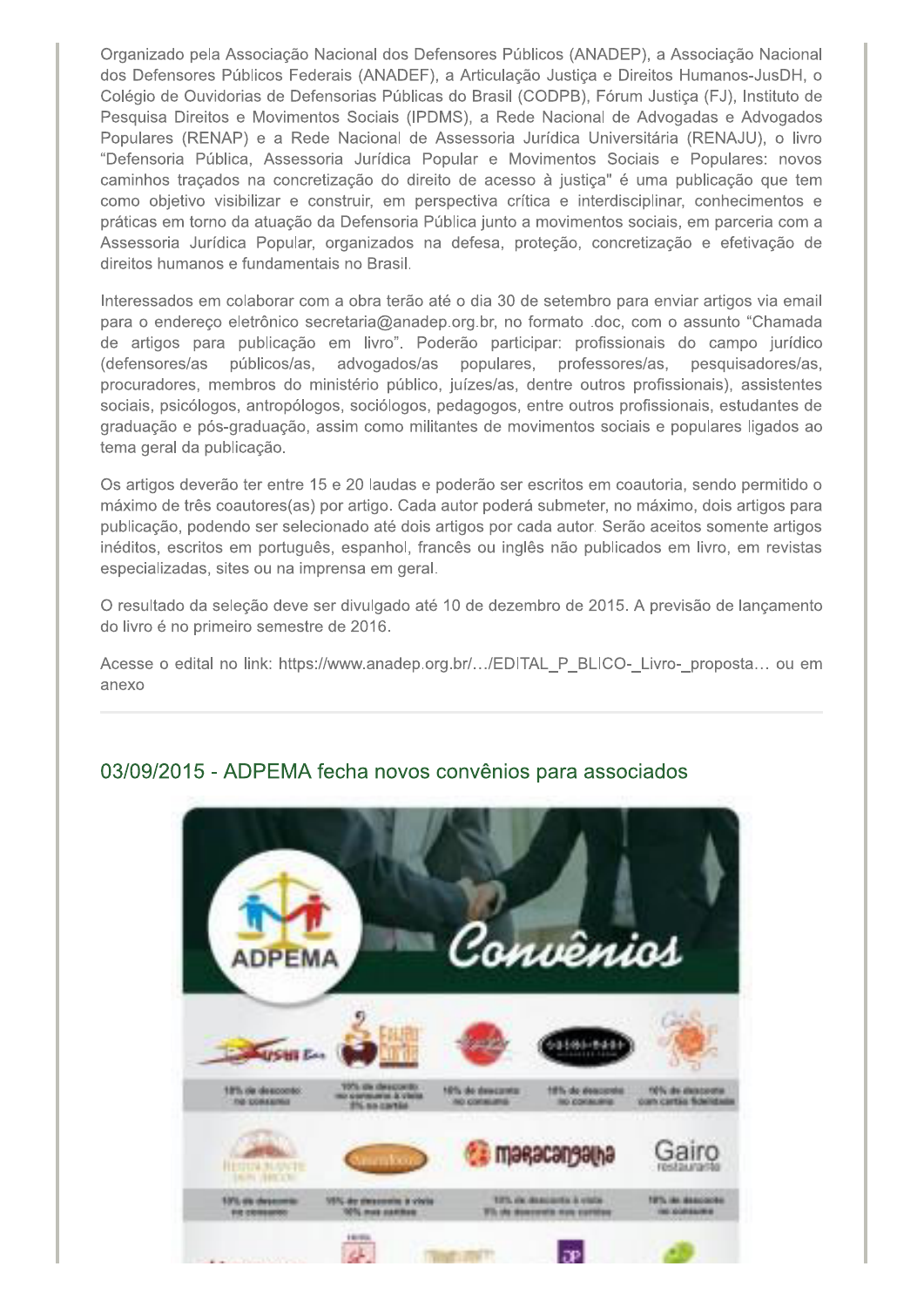Organizado pela Associação Nacional dos Defensores Públicos (ANADEP), a Associação Nacional dos Defensores Públicos Federais (ANADEF), a Articulação Justiça e Direitos Humanos-JusDH, o Colégio de Ouvidorias de Defensorias Públicas do Brasil (CODPB), Fórum Justiça (FJ), Instituto de Pesquisa Direitos e Movimentos Sociais (IPDMS), a Rede Nacional de Advogadas e Advogados Populares (RENAP) e a Rede Nacional de Assessoria Jurídica Universitária (RENAJU), o livro "Defensoria Pública, Assessoria Jurídica Popular e Movimentos Sociais e Populares: novos caminhos traçados na concretização do direito de acesso à justiça" é uma publicação que tem como objetivo visibilizar e construir, em perspectiva crítica e interdisciplinar, conhecimentos e práticas em torno da atuação da Defensoria Pública junto a movimentos sociais, em parceria com a Assessoria Jurídica Popular, organizados na defesa, proteção, concretização e efetivação de direitos humanos e fundamentais no Brasil.

Interessados em colaborar com a obra terão até o dia 30 de setembro para enviar artigos via email para o endereço eletrônico secretaria@anadep.org.br, no formato .doc, com o assunto "Chamada de artigos para publicação em livro". Poderão participar: profissionais do campo jurídico (defensores/as públicos/as, advogados/as populares, professores/as, pesquisadores/as, procuradores, membros do ministério público, juízes/as, dentre outros profissionais), assistentes sociais, psicólogos, antropólogos, sociólogos, pedagogos, entre outros profissionais, estudantes de graduação e pós-graduação, assim como militantes de movimentos sociais e populares ligados ao tema geral da publicação.

Os artigos deverão ter entre 15 e 20 laudas e poderão ser escritos em coautoria, sendo permitido o máximo de três coautores(as) por artigo. Cada autor poderá submeter, no máximo, dois artigos para publicação, podendo ser selecionado até dois artigos por cada autor. Serão aceitos somente artigos inéditos, escritos em português, espanhol, francês ou inglês não publicados em livro, em revistas especializadas, sites ou na imprensa em geral.

O resultado da seleção deve ser divulgado até 10 de dezembro de 2015. A previsão de lançamento do livro é no primeiro semestre de 2016.

Acesse o edital no link: https://www.anadep.org.br/…/EDITAL_P_BLICO-_Livro-_proposta… ou em anexo

---

## 03/09/2015 - ADPEMA fecha novos convênios para associados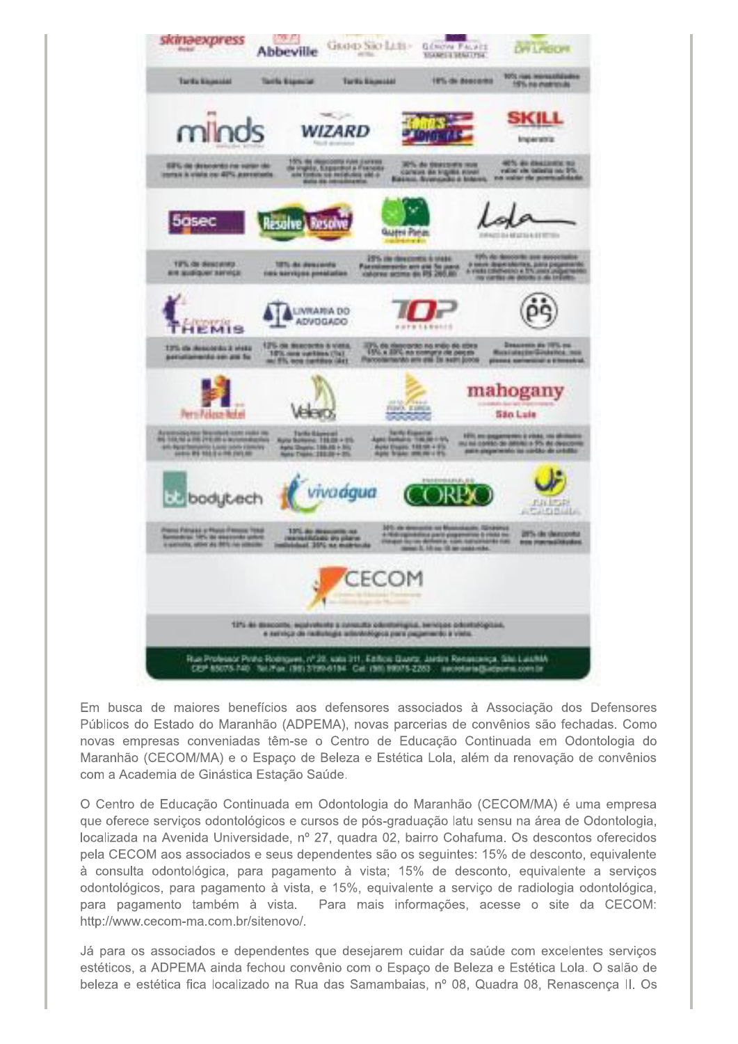Em busca de maiores benefícios aos defensores associados à Associação dos Defensores Públicos do Estado do Maranhão (ADPEMA), novas parcerias de convênios são fechadas. Como novas empresas conveniadas têm-se o Centro de Educação Continuada em Odontologia do Maranhão (CECOM/MA) e o Espaço de Beleza e Estética Lola, além da renovação de convênios com a Academia de Ginástica Estação Saúde.

O Centro de Educação Continuada em Odontologia do Maranhão (CECOM/MA) é uma empresa que oferece serviços odontológicos e cursos de pós-graduação latu sensu na área de Odontologia, localizada na Avenida Universidade, nº 27, quadra 02, bairro Cohafuma. Os descontos oferecidos pela CECOM aos associados e seus dependentes são os seguintes: 15% de desconto, equivalente à consulta odontológica, para pagamento à vista; 15% de desconto, equivalente a serviços odontológicos, para pagamento à vista, e 15%, equivalente a serviço de radiologia odontológica, para pagamento também à vista. Para mais informações, acesse o site da CECOM: http://www.cecom-ma.com.br/sitenovo/.

Já para os associados e dependentes que desejarem cuidar da saúde com excelentes serviços estéticos, a ADPEMA ainda fechou convênio com o Espaço de Beleza e Estética Lola. O salão de beleza e estética fica localizado na Rua das Samambaias, nº 08, Quadra 08, Renascença II. Os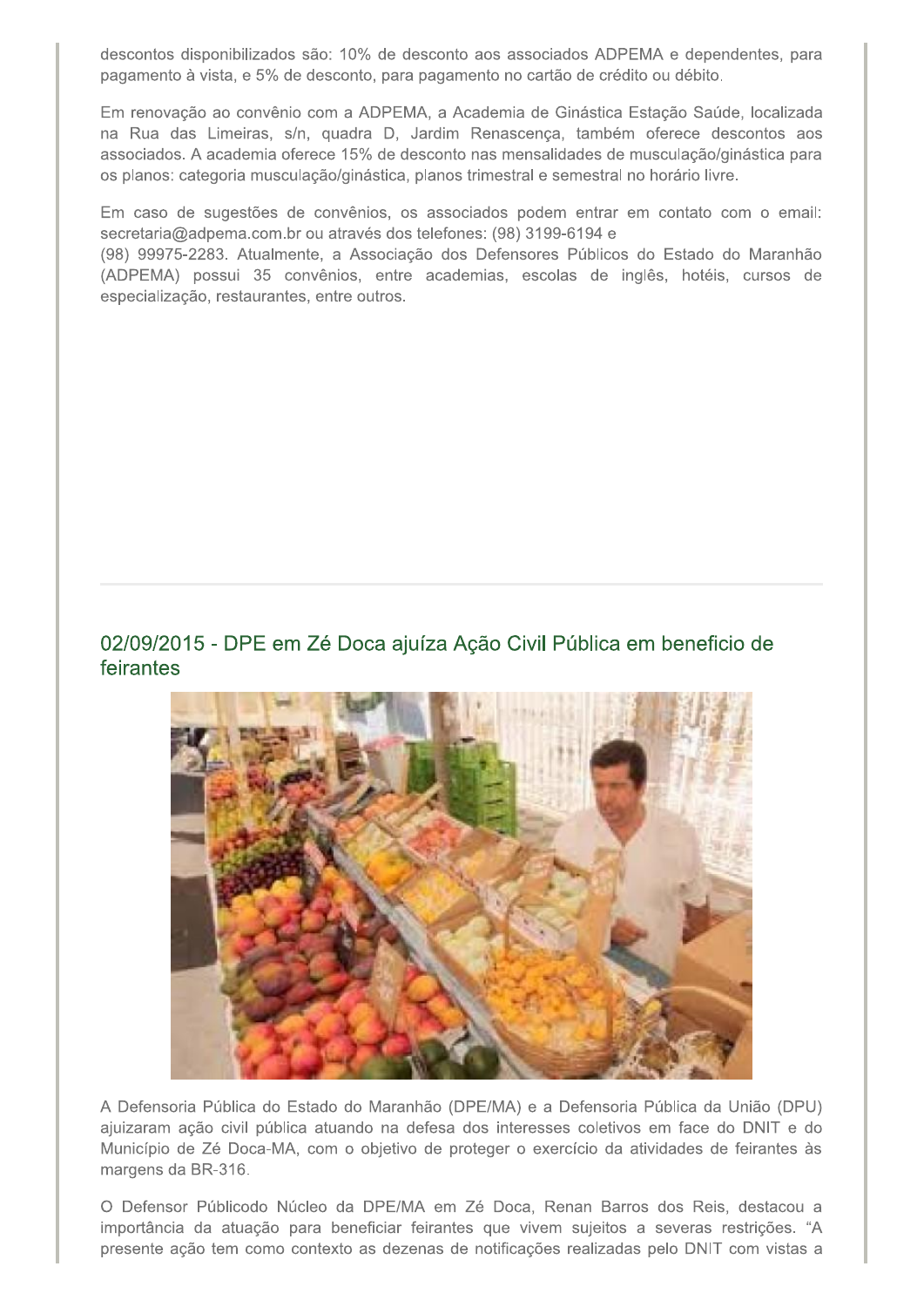descontos disponibilizados são: 10% de desconto aos associados ADPEMA e dependentes, para pagamento à vista, e 5% de desconto, para pagamento no cartão de crédito ou débito.

Em renovação ao convênio com a ADPEMA, a Academia de Ginástica Estação Saúde, localizada na Rua das Limeiras, s/n, quadra D, Jardim Renascença, também oferece descontos aos associados. A academia oferece 15% de desconto nas mensalidades de musculação/ginástica para os planos: categoria musculação/ginástica, planos trimestral e semestral no horário livre.

Em caso de sugestões de convênios, os associados podem entrar em contato com o email: secretaria@adpema.com.br ou através dos telefones: (98) 3199-6194 e (98) 99975-2283. Atualmente, a Associação dos Defensores Públicos do Estado do Maranhão (ADPEMA) possui 35 convênios, entre academias, escolas de inglês, hotéis, cursos de especialização, restaurantes, entre outros.

---

## 02/09/2015 - DPE em Zé Doca ajuíza Ação Civil Pública em beneficio de feirantes

A Defensoria Pública do Estado do Maranhão (DPE/MA) e a Defensoria Pública da União (DPU) ajuizaram ação civil pública atuando na defesa dos interesses coletivos em face do DNIT e do Município de Zé Doca-MA, com o objetivo de proteger o exercício da atividades de feirantes às margens da BR-316.

O Defensor Públicodo Núcleo da DPE/MA em Zé Doca, Renan Barros dos Reis, destacou a importância da atuação para beneficiar feirantes que vivem sujeitos a severas restrições. "A presente ação tem como contexto as dezenas de notificações realizadas pelo DNIT com vistas a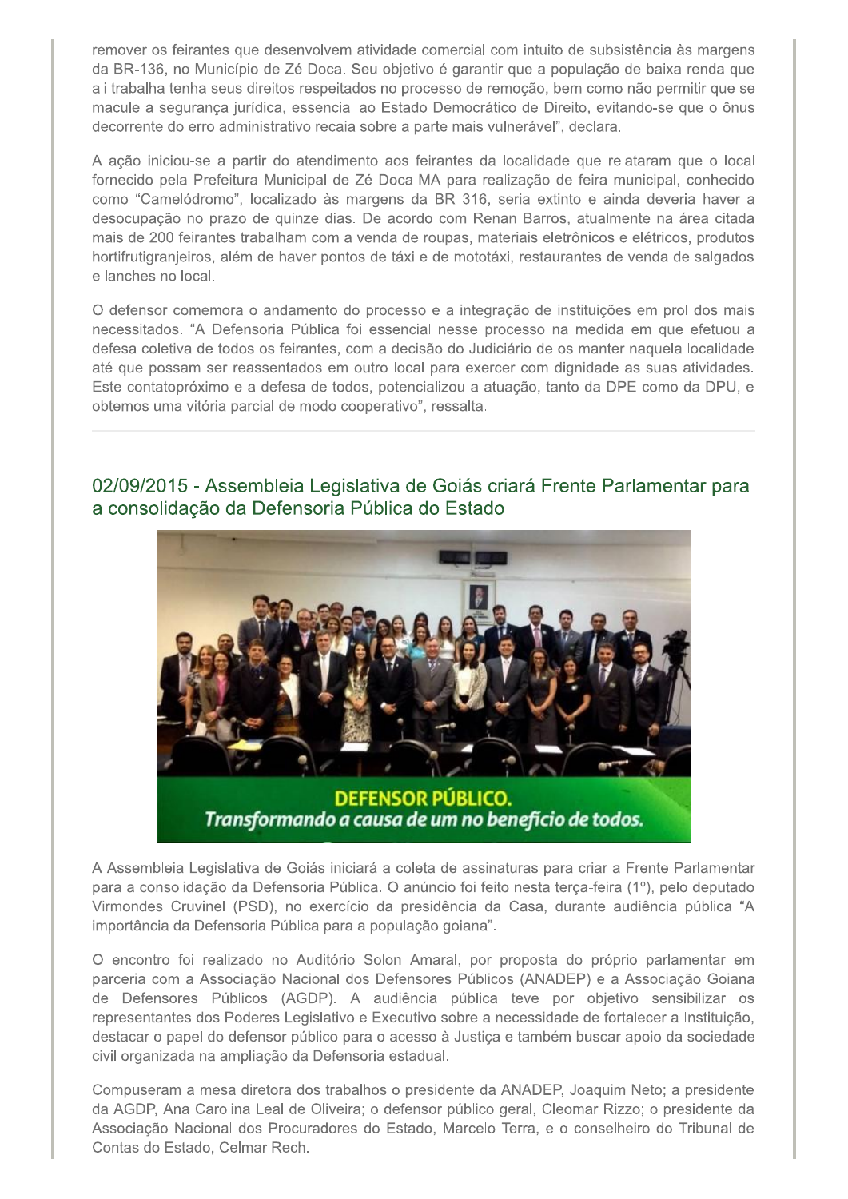remover os feirantes que desenvolvem atividade comercial com intuito de subsistência às margens da BR-136, no Município de Zé Doca. Seu objetivo é garantir que a população de baixa renda que ali trabalha tenha seus direitos respeitados no processo de remoção, bem como não permitir que se macule a segurança jurídica, essencial ao Estado Democrático de Direito, evitando-se que o ônus decorrente do erro administrativo recaia sobre a parte mais vulnerável", declara.

A ação iniciou-se a partir do atendimento aos feirantes da localidade que relataram que o local fornecido pela Prefeitura Municipal de Zé Doca-MA para realização de feira municipal, conhecido como "Camelódromo", localizado às margens da BR 316, seria extinto e ainda deveria haver a desocupação no prazo de quinze dias. De acordo com Renan Barros, atualmente na área citada mais de 200 feirantes trabalham com a venda de roupas, materiais eletrônicos e elétricos, produtos hortifrutigranjeiros, além de haver pontos de táxi e de mototáxi, restaurantes de venda de salgados e lanches no local.

O defensor comemora o andamento do processo e a integração de instituições em prol dos mais necessitados. "A Defensoria Pública foi essencial nesse processo na medida em que efetuou a defesa coletiva de todos os feirantes, com a decisão do Judiciário de os manter naquela localidade até que possam ser reassentados em outro local para exercer com dignidade as suas atividades. Este contatopróximo e a defesa de todos, potencializou a atuação, tanto da DPE como da DPU, e obtemos uma vitória parcial de modo cooperativo", ressalta.

---

## 02/09/2015 - Assembleia Legislativa de Goiás criará Frente Parlamentar para a consolidação da Defensoria Pública do Estado

**DEFENSOR PÚBLICO.**
***Transformando a causa de um no benefício de todos.***

A Assembleia Legislativa de Goiás iniciará a coleta de assinaturas para criar a Frente Parlamentar para a consolidação da Defensoria Pública. O anúncio foi feito nesta terça-feira (1º), pelo deputado Virmondes Cruvinel (PSD), no exercício da presidência da Casa, durante audiência pública "A importância da Defensoria Pública para a população goiana".

O encontro foi realizado no Auditório Solon Amaral, por proposta do próprio parlamentar em parceria com a Associação Nacional dos Defensores Públicos (ANADEP) e a Associação Goiana de Defensores Públicos (AGDP). A audiência pública teve por objetivo sensibilizar os representantes dos Poderes Legislativo e Executivo sobre a necessidade de fortalecer a Instituição, destacar o papel do defensor público para o acesso à Justiça e também buscar apoio da sociedade civil organizada na ampliação da Defensoria estadual.

Compuseram a mesa diretora dos trabalhos o presidente da ANADEP, Joaquim Neto; a presidente da AGDP, Ana Carolina Leal de Oliveira; o defensor público geral, Cleomar Rizzo; o presidente da Associação Nacional dos Procuradores do Estado, Marcelo Terra, e o conselheiro do Tribunal de Contas do Estado, Celmar Rech.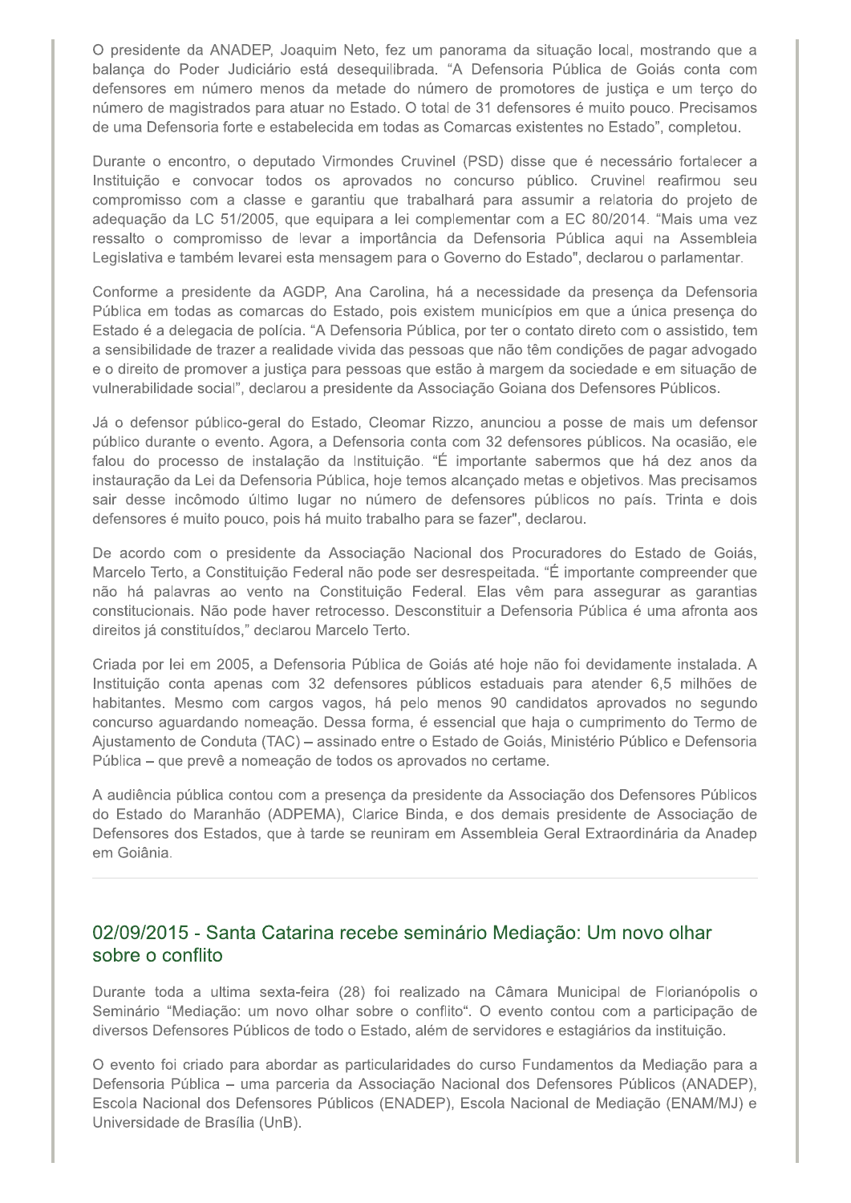O presidente da ANADEP, Joaquim Neto, fez um panorama da situação local, mostrando que a balança do Poder Judiciário está desequilibrada. "A Defensoria Pública de Goiás conta com defensores em número menos da metade do número de promotores de justiça e um terço do número de magistrados para atuar no Estado. O total de 31 defensores é muito pouco. Precisamos de uma Defensoria forte e estabelecida em todas as Comarcas existentes no Estado", completou.

Durante o encontro, o deputado Virmondes Cruvinel (PSD) disse que é necessário fortalecer a Instituição e convocar todos os aprovados no concurso público. Cruvinel reafirmou seu compromisso com a classe e garantiu que trabalhará para assumir a relatoria do projeto de adequação da LC 51/2005, que equipara a lei complementar com a EC 80/2014. "Mais uma vez ressalto o compromisso de levar a importância da Defensoria Pública aqui na Assembleia Legislativa e também levarei esta mensagem para o Governo do Estado", declarou o parlamentar.

Conforme a presidente da AGDP, Ana Carolina, há a necessidade da presença da Defensoria Pública em todas as comarcas do Estado, pois existem municípios em que a única presença do Estado é a delegacia de polícia. "A Defensoria Pública, por ter o contato direto com o assistido, tem a sensibilidade de trazer a realidade vivida das pessoas que não têm condições de pagar advogado e o direito de promover a justiça para pessoas que estão à margem da sociedade e em situação de vulnerabilidade social", declarou a presidente da Associação Goiana dos Defensores Públicos.

Já o defensor público-geral do Estado, Cleomar Rizzo, anunciou a posse de mais um defensor público durante o evento. Agora, a Defensoria conta com 32 defensores públicos. Na ocasião, ele falou do processo de instalação da Instituição. "É importante sabermos que há dez anos da instauração da Lei da Defensoria Pública, hoje temos alcançado metas e objetivos. Mas precisamos sair desse incômodo último lugar no número de defensores públicos no país. Trinta e dois defensores é muito pouco, pois há muito trabalho para se fazer", declarou.

De acordo com o presidente da Associação Nacional dos Procuradores do Estado de Goiás, Marcelo Terto, a Constituição Federal não pode ser desrespeitada. "É importante compreender que não há palavras ao vento na Constituição Federal. Elas vêm para assegurar as garantias constitucionais. Não pode haver retrocesso. Desconstituir a Defensoria Pública é uma afronta aos direitos já constituídos," declarou Marcelo Terto.

Criada por lei em 2005, a Defensoria Pública de Goiás até hoje não foi devidamente instalada. A Instituição conta apenas com 32 defensores públicos estaduais para atender 6,5 milhões de habitantes. Mesmo com cargos vagos, há pelo menos 90 candidatos aprovados no segundo concurso aguardando nomeação. Dessa forma, é essencial que haja o cumprimento do Termo de Ajustamento de Conduta (TAC) – assinado entre o Estado de Goiás, Ministério Público e Defensoria Pública – que prevê a nomeação de todos os aprovados no certame.

A audiência pública contou com a presença da presidente da Associação dos Defensores Públicos do Estado do Maranhão (ADPEMA), Clarice Binda, e dos demais presidente de Associação de Defensores dos Estados, que à tarde se reuniram em Assembleia Geral Extraordinária da Anadep em Goiânia.

---

## 02/09/2015 - Santa Catarina recebe seminário Mediação: Um novo olhar sobre o conflito

Durante toda a ultima sexta-feira (28) foi realizado na Câmara Municipal de Florianópolis o Seminário "Mediação: um novo olhar sobre o conflito". O evento contou com a participação de diversos Defensores Públicos de todo o Estado, além de servidores e estagiários da instituição.

O evento foi criado para abordar as particularidades do curso Fundamentos da Mediação para a Defensoria Pública – uma parceria da Associação Nacional dos Defensores Públicos (ANADEP), Escola Nacional dos Defensores Públicos (ENADEP), Escola Nacional de Mediação (ENAM/MJ) e Universidade de Brasília (UnB).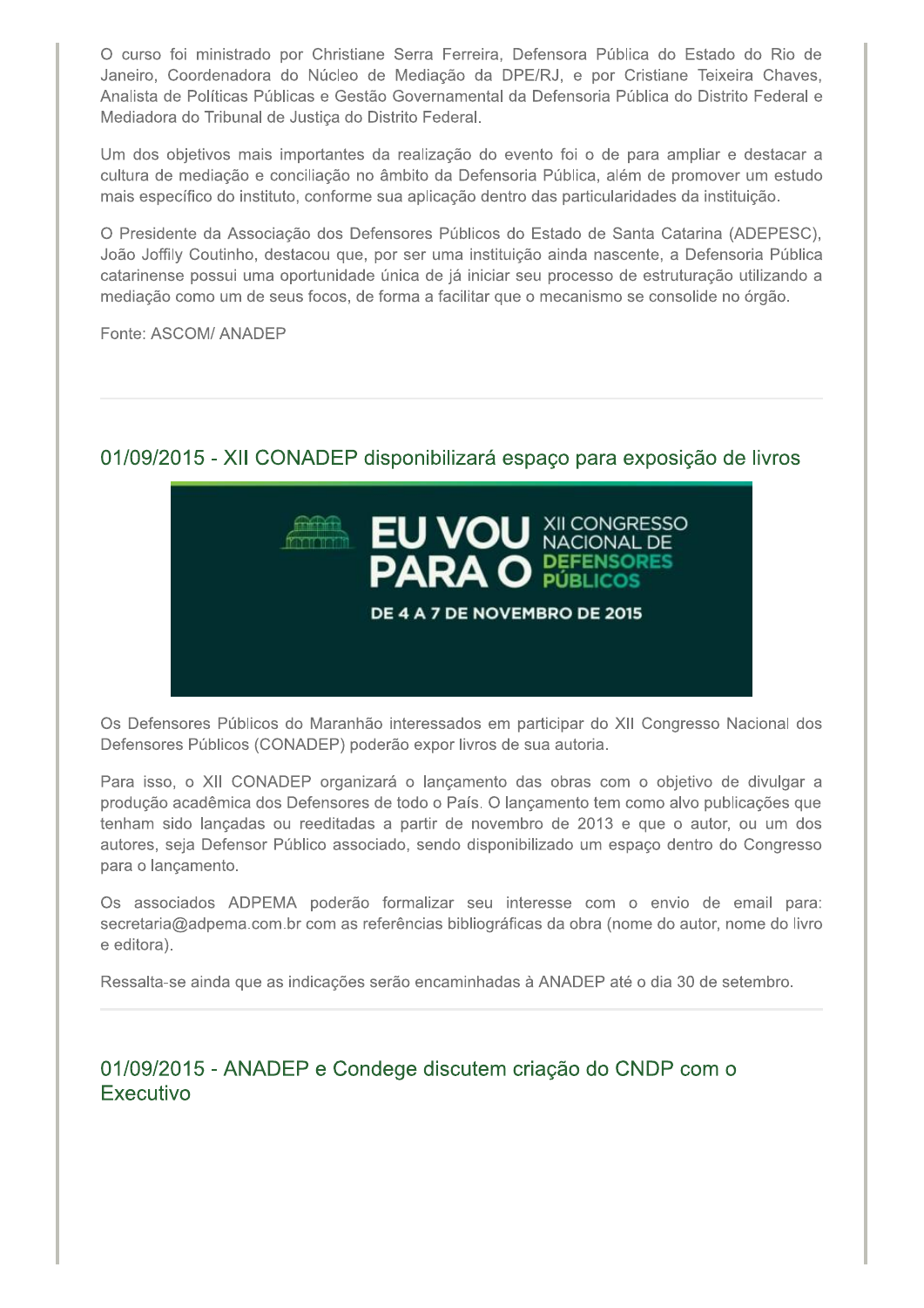O curso foi ministrado por Christiane Serra Ferreira, Defensora Pública do Estado do Rio de Janeiro, Coordenadora do Núcleo de Mediação da DPE/RJ, e por Cristiane Teixeira Chaves, Analista de Políticas Públicas e Gestão Governamental da Defensoria Pública do Distrito Federal e Mediadora do Tribunal de Justiça do Distrito Federal.

Um dos objetivos mais importantes da realização do evento foi o de para ampliar e destacar a cultura de mediação e conciliação no âmbito da Defensoria Pública, além de promover um estudo mais específico do instituto, conforme sua aplicação dentro das particularidades da instituição.

O Presidente da Associação dos Defensores Públicos do Estado de Santa Catarina (ADEPESC), João Joffily Coutinho, destacou que, por ser uma instituição ainda nascente, a Defensoria Pública catarinense possui uma oportunidade única de já iniciar seu processo de estruturação utilizando a mediação como um de seus focos, de forma a facilitar que o mecanismo se consolide no órgão.

Fonte: ASCOM/ ANADEP

---

## 01/09/2015 - XII CONADEP disponibilizará espaço para exposição de livros

EU VOU PARA O XII CONGRESSO NACIONAL DE DEFENSORES PÚBLICOS

DE 4 A 7 DE NOVEMBRO DE 2015

Os Defensores Públicos do Maranhão interessados em participar do XII Congresso Nacional dos Defensores Públicos (CONADEP) poderão expor livros de sua autoria.

Para isso, o XII CONADEP organizará o lançamento das obras com o objetivo de divulgar a produção acadêmica dos Defensores de todo o País. O lançamento tem como alvo publicações que tenham sido lançadas ou reeditadas a partir de novembro de 2013 e que o autor, ou um dos autores, seja Defensor Público associado, sendo disponibilizado um espaço dentro do Congresso para o lançamento.

Os associados ADPEMA poderão formalizar seu interesse com o envio de email para: secretaria@adpema.com.br com as referências bibliográficas da obra (nome do autor, nome do livro e editora).

Ressalta-se ainda que as indicações serão encaminhadas à ANADEP até o dia 30 de setembro.

---

## 01/09/2015 - ANADEP e Condege discutem criação do CNDP com o Executivo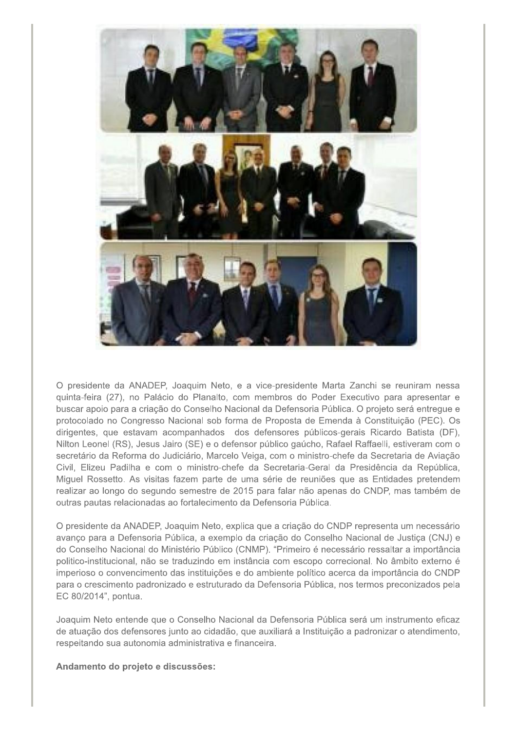O presidente da ANADEP, Joaquim Neto, e a vice-presidente Marta Zanchi se reuniram nessa quinta-feira (27), no Palácio do Planalto, com membros do Poder Executivo para apresentar e buscar apoio para a criação do Conselho Nacional da Defensoria Pública. O projeto será entregue e protocolado no Congresso Nacional sob forma de Proposta de Emenda à Constituição (PEC). Os dirigentes, que estavam acompanhados dos defensores públicos-gerais Ricardo Batista (DF), Nilton Leonel (RS), Jesus Jairo (SE) e o defensor público gaúcho, Rafael Raffaelli, estiveram com o secretário da Reforma do Judiciário, Marcelo Veiga, com o ministro-chefe da Secretaria de Aviação Civil, Elizeu Padilha e com o ministro-chefe da Secretaria-Geral da Presidência da República, Miguel Rossetto. As visitas fazem parte de uma série de reuniões que as Entidades pretendem realizar ao longo do segundo semestre de 2015 para falar não apenas do CNDP, mas também de outras pautas relacionadas ao fortalecimento da Defensoria Pública.

O presidente da ANADEP, Joaquim Neto, explica que a criação do CNDP representa um necessário avanço para a Defensoria Pública, a exemplo da criação do Conselho Nacional de Justiça (CNJ) e do Conselho Nacional do Ministério Público (CNMP). "Primeiro é necessário ressaltar a importância politico-institucional, não se traduzindo em instância com escopo correcional. No âmbito externo é imperioso o convencimento das instituições e do ambiente político acerca da importância do CNDP para o crescimento padronizado e estruturado da Defensoria Pública, nos termos preconizados pela EC 80/2014", pontua.

Joaquim Neto entende que o Conselho Nacional da Defensoria Pública será um instrumento eficaz de atuação dos defensores junto ao cidadão, que auxiliará a Instituição a padronizar o atendimento, respeitando sua autonomia administrativa e financeira.

**Andamento do projeto e discussões:**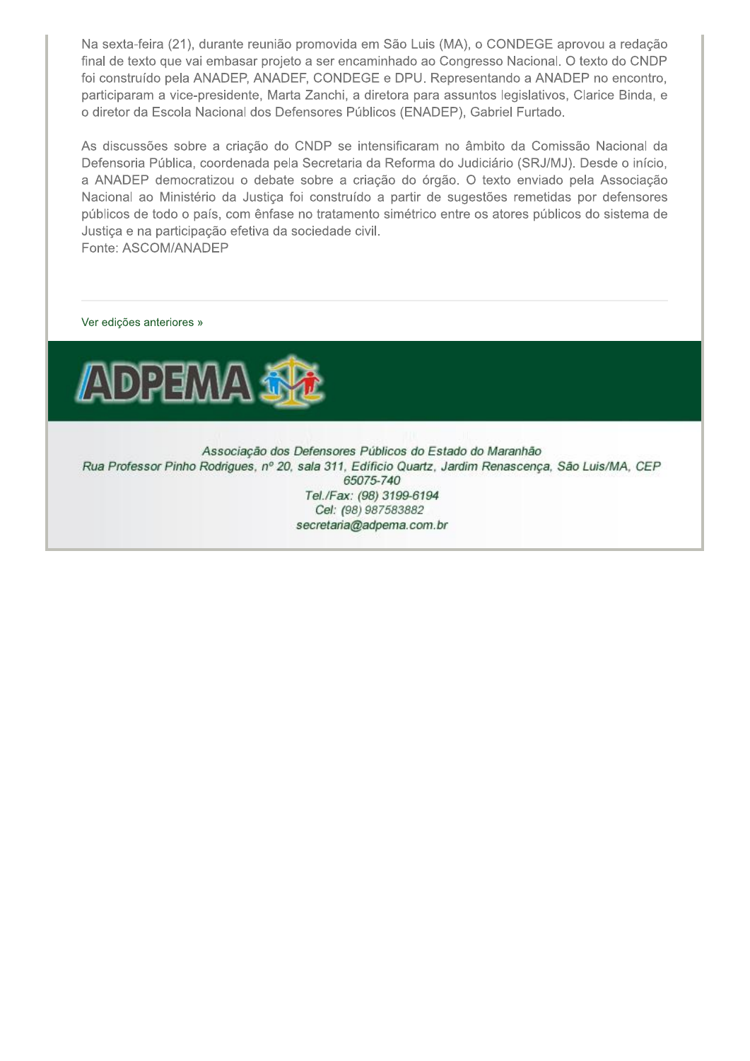Na sexta-feira (21), durante reunião promovida em São Luis (MA), o CONDEGE aprovou a redação final de texto que vai embasar projeto a ser encaminhado ao Congresso Nacional. O texto do CNDP foi construído pela ANADEP, ANADEF, CONDEGE e DPU. Representando a ANADEP no encontro, participaram a vice-presidente, Marta Zanchi, a diretora para assuntos legislativos, Clarice Binda, e o diretor da Escola Nacional dos Defensores Públicos (ENADEP), Gabriel Furtado.

As discussões sobre a criação do CNDP se intensificaram no âmbito da Comissão Nacional da Defensoria Pública, coordenada pela Secretaria da Reforma do Judiciário (SRJ/MJ). Desde o início, a ANADEP democratizou o debate sobre a criação do órgão. O texto enviado pela Associação Nacional ao Ministério da Justiça foi construído a partir de sugestões remetidas por defensores públicos de todo o país, com ênfase no tratamento simétrico entre os atores públicos do sistema de Justiça e na participação efetiva da sociedade civil.
Fonte: ASCOM/ANADEP

---

Ver edições anteriores »

ADPEMA

*Associação dos Defensores Públicos do Estado do Maranhão*
*Rua Professor Pinho Rodrigues, nº 20, sala 311, Edifício Quartz, Jardim Renascença, São Luis/MA, CEP 65075-740*
*Tel./Fax: (98) 3199-6194*
*Cel: (98) 987583882*
*secretaria@adpema.com.br*